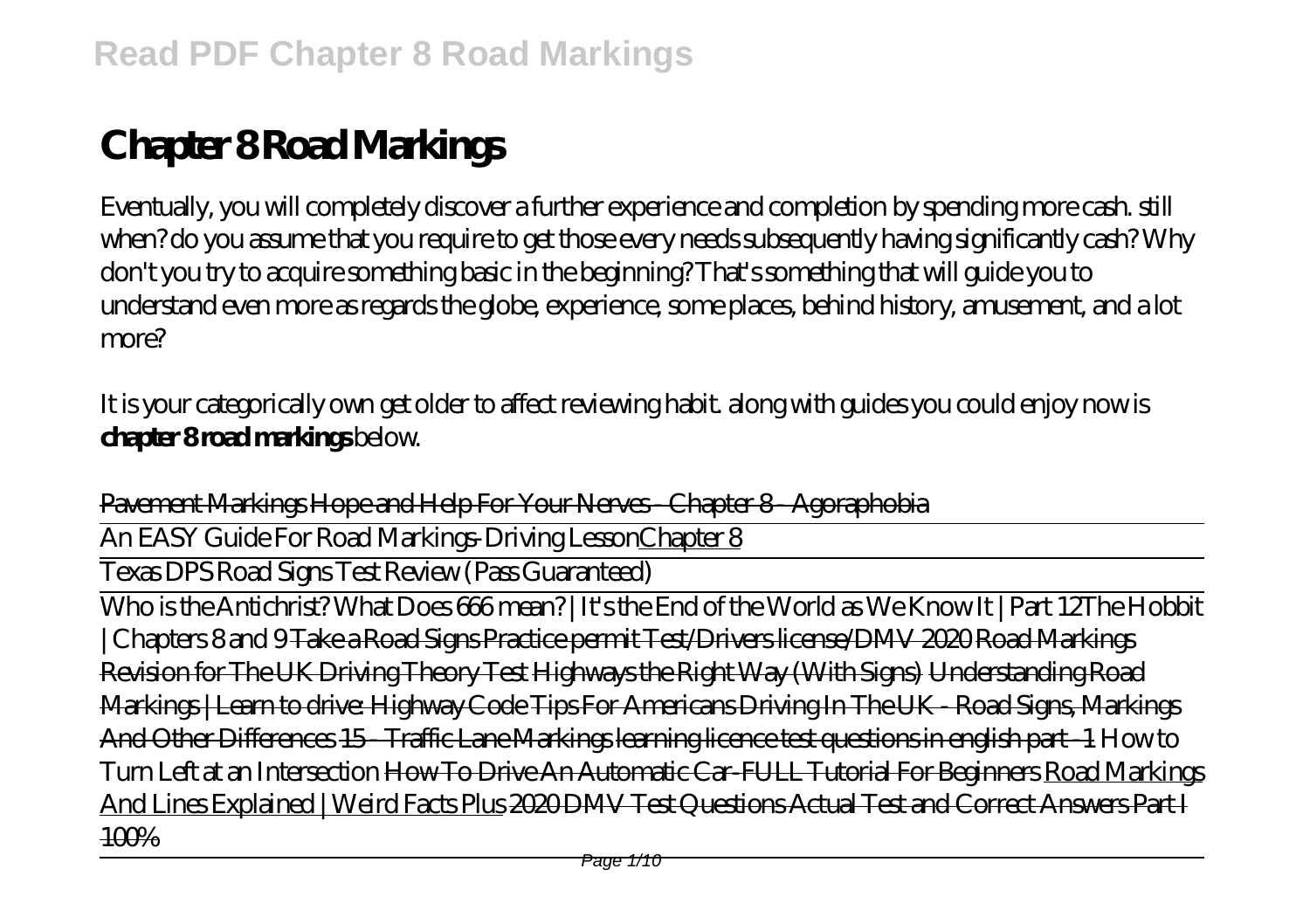# Chapter 8 Road Markings

Eventually, you will completely discover a further experience and completion by spending more cash. still when? do you assume that you require to get those every needs subsequently having significantly cash? Why don't you try to acquire something basic in the beginning? That's something that will guide you to understand even more as regards the globe, experience, some places, behind history, amusement, and a lot more?

It is your categorically own get older to affect reviewing habit. along with guides you could enjoy now is **chapter 8 road markings** below.

Pavement Markings Hope and Help For Your Nerves - Chapter 8 - Agoraphobia

An EASY Guide For Road Markings-Driving Lesson Chapter 8

Texas DPS Road Signs Test Review (Pass Guaranteed)

Who is the Antichrist? What Does 666 mean? | It's the End of the World as We Know It | Part 12 The Hobbit | Chapters 8 and 9 Take a Road Signs Practice permit Test/Drivers license/DMV 2020 Road Markings Revision for The UK Driving Theory Test Highways the Right Way (With Signs) Understanding Road Markings | Learn to drive: Highway Code Tips For Americans Driving In The UK - Road Signs, Markings And Other Differences 15 - Traffic Lane Markings learning licence test questions in english part -1 How to Turn Left at an Intersection How To Drive An Automatic Car-FULL Tutorial For Beginners Road Markings And Lines Explained | Weird Facts Plus 2020 DMV Test Questions Actual Test and Correct Answers Part I 100%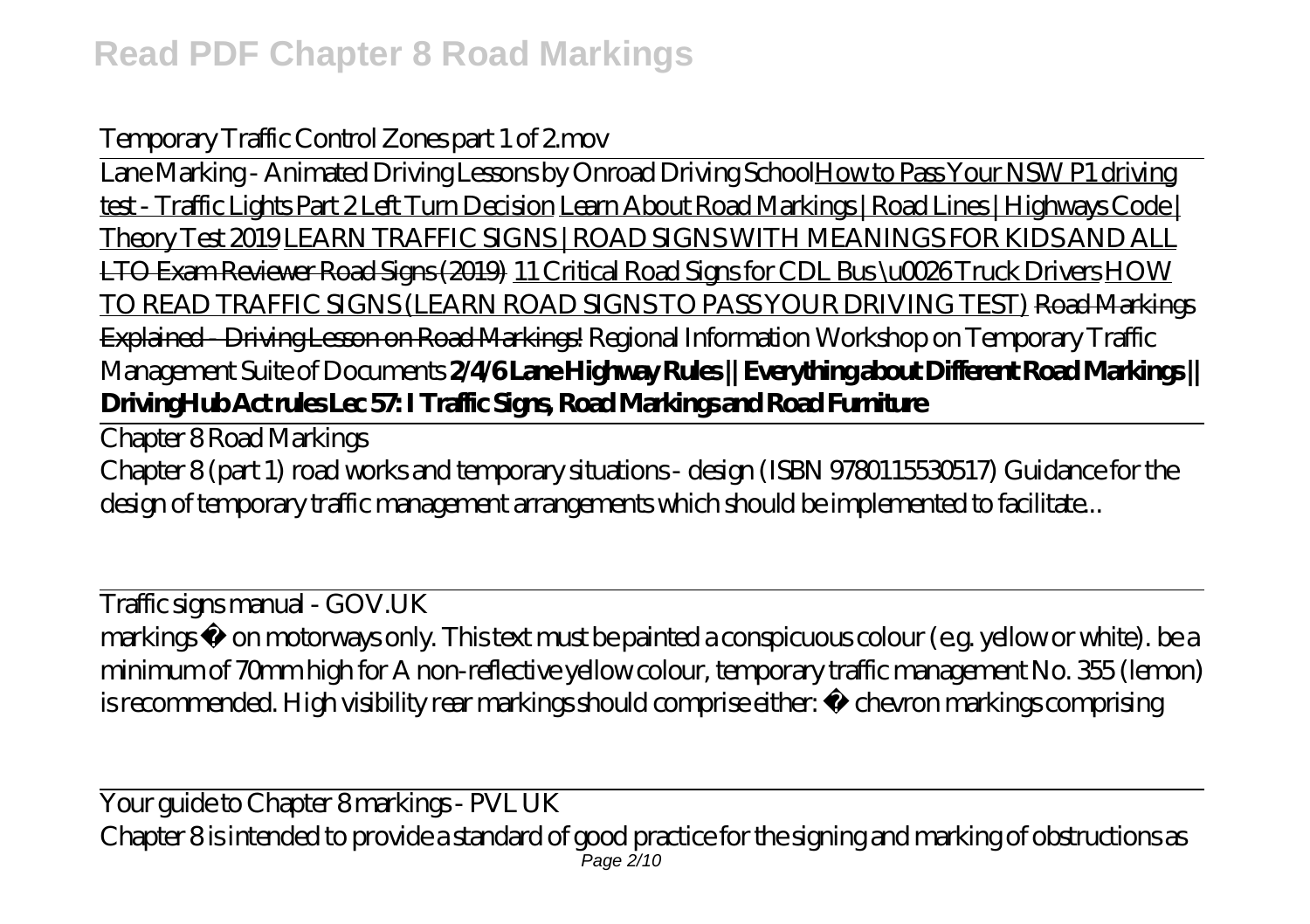*Temporary Traffic Control Zones part 1 of 2.mov*

Lane Marking - Animated Driving Lessons by Onroad Driving School How to Pass Your NSW P1 driving test - Traffic Lights Part 2 Left Turn Decision Learn About Road Markings | Road Lines | Highways Code | Theory Test 2019 LEARN TRAFFIC SIGNS | ROAD SIGNS WITH MEANINGS FOR KIDS AND ALL LTO Exam Reviewer Road Signs (2019) 11 Critical Road Signs for CDL Bus \u0026 Truck Drivers HOW TO READ TRAFFIC SIGNS (LEARN ROAD SIGNS TO PASS YOUR DRIVING TEST) ~~Road Markings Explained - Driving Lesson on Road Markings!~~ *Regional Information Workshop on Temporary Traffic Management Suite of Documents* **2/4/6 Lane Highway Rules || Everything about Different Road Markings || DrivingHub Act rules Lec 57: I Traffic Signs, Road Markings and Road Furniture**

Chapter 8 Road Markings

Chapter 8 (part 1) road works and temporary situations - design (ISBN 9780115530517) Guidance for the design of temporary traffic management arrangements which should be implemented to facilitate...

Traffic signs manual - GOV.UK

markings • on motorways only. This text must be painted a conspicuous colour (e.g. yellow or white). be a minimum of 70mm high for A non-reflective yellow colour, temporary traffic management No. 355 (lemon) is recommended. High visibility rear markings should comprise either: • chevron markings comprising

Your guide to Chapter 8 markings - PVL UK

Chapter 8 is intended to provide a standard of good practice for the signing and marking of obstructions as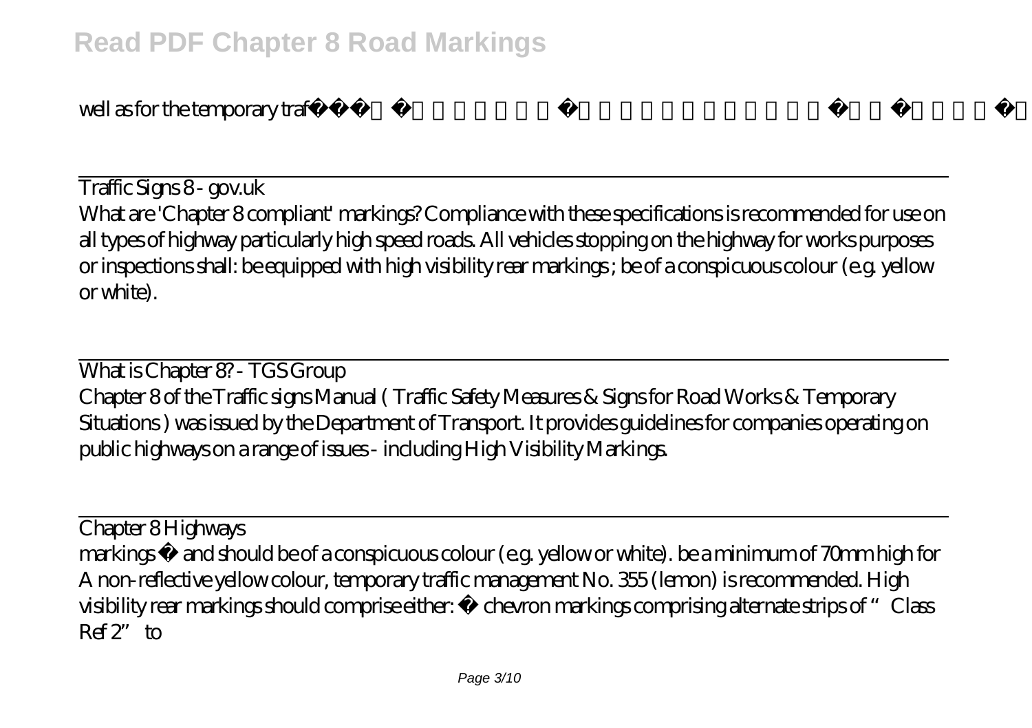well as for the temporary traffic management

Traffic Signs 8 - gov.uk

What are 'Chapter 8 compliant' markings? Compliance with these specifications is recommended for use on all types of highway particularly high speed roads. All vehicles stopping on the highway for works purposes or inspections shall: be equipped with high visibility rear markings ; be of a conspicuous colour (e.g. yellow or white).

What is Chapter 8? - TGS Group

Chapter 8 of the Traffic signs Manual ( Traffic Safety Measures & Signs for Road Works & Temporary Situations ) was issued by the Department of Transport. It provides guidelines for companies operating on public highways on a range of issues - including High Visibility Markings.

Chapter 8 Highways

markings • and should be of a conspicuous colour (e.g. yellow or white). be a minimum of 70mm high for A non-reflective yellow colour, temporary traffic management No. 355 (lemon) is recommended. High visibility rear markings should comprise either: • chevron markings comprising alternate strips of "Class Ref 2" to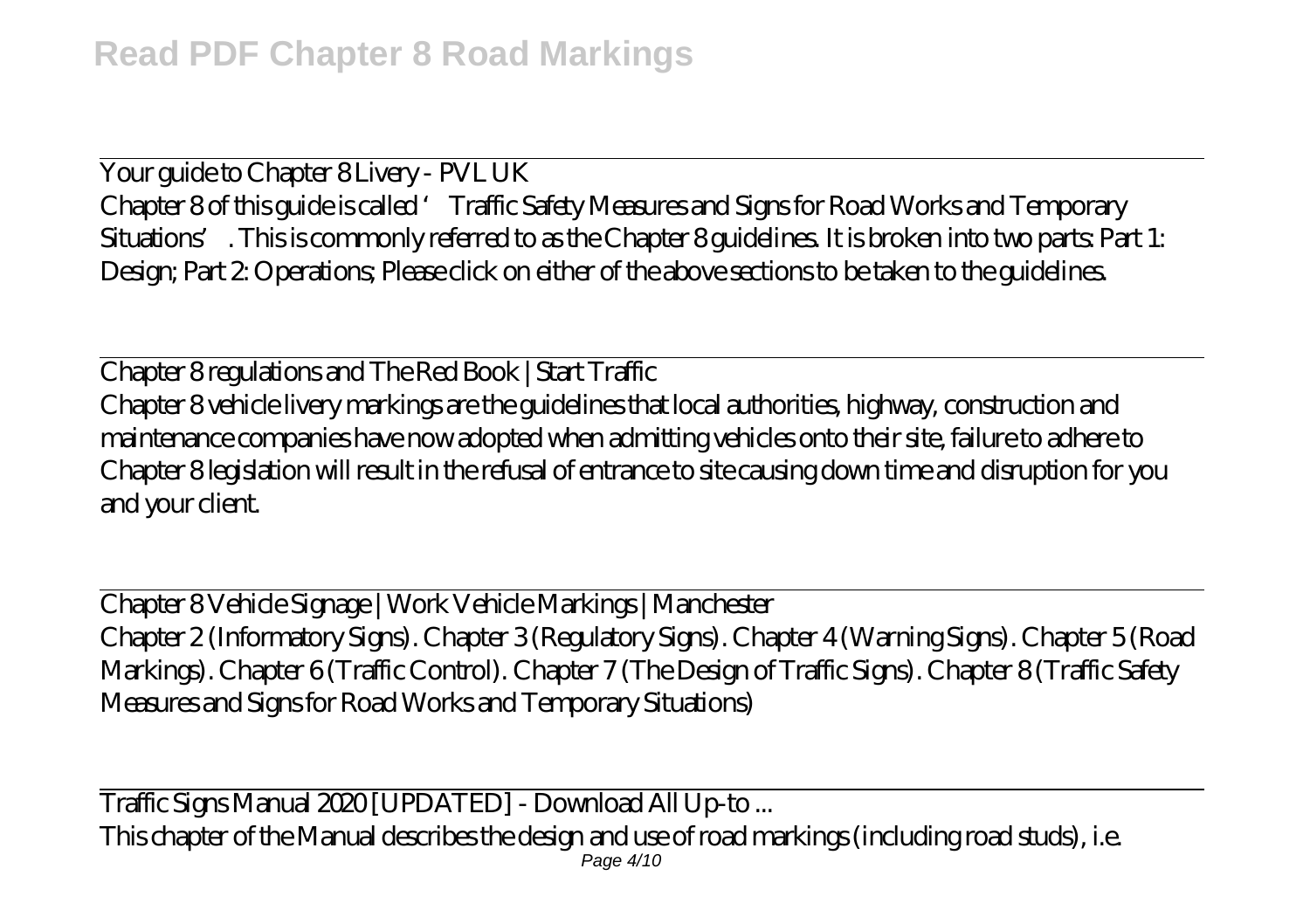Your guide to Chapter 8 Livery - PVL UK

Chapter 8 of this guide is called ' Traffic Safety Measures and Signs for Road Works and Temporary Situations' . This is commonly referred to as the Chapter 8 guidelines. It is broken into two parts: Part 1: Design; Part 2: Operations; Please click on either of the above sections to be taken to the guidelines.

Chapter 8 regulations and The Red Book | Start Traffic

Chapter 8 vehicle livery markings are the guidelines that local authorities, highway, construction and maintenance companies have now adopted when admitting vehicles onto their site, failure to adhere to Chapter 8 legislation will result in the refusal of entrance to site causing down time and disruption for you and your client.

Chapter 8 Vehicle Signage | Work Vehicle Markings | Manchester

Chapter 2 (Informatory Signs). Chapter 3 (Regulatory Signs). Chapter 4 (Warning Signs). Chapter 5 (Road Markings). Chapter 6 (Traffic Control). Chapter 7 (The Design of Traffic Signs). Chapter 8 (Traffic Safety Measures and Signs for Road Works and Temporary Situations)

Traffic Signs Manual 2020 [UPDATED] - Download All Up-to ...

This chapter of the Manual describes the design and use of road markings (including road studs), i.e.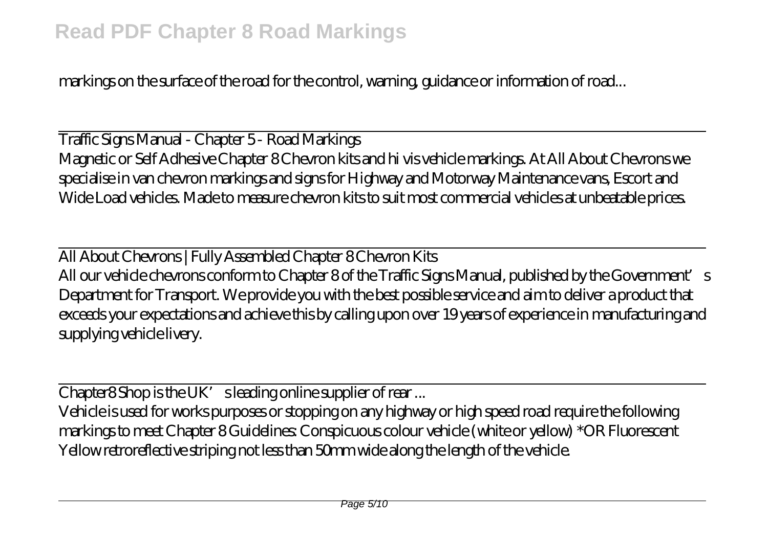markings on the surface of the road for the control, warning, guidance or information of road...

## Traffic Signs Manual - Chapter 5 - Road Markings

Magnetic or Self Adhesive Chapter 8 Chevron kits and hi vis vehicle markings. At All About Chevrons we specialise in van chevron markings and signs for Highway and Motorway Maintenance vans, Escort and Wide Load vehicles. Made to measure chevron kits to suit most commercial vehicles at unbeatable prices.

## All About Chevrons | Fully Assembled Chapter 8 Chevron Kits

All our vehicle chevrons conform to Chapter 8 of the Traffic Signs Manual, published by the Government's Department for Transport. We provide you with the best possible service and aim to deliver a product that exceeds your expectations and achieve this by calling upon over 19 years of experience in manufacturing and supplying vehicle livery.

## Chapter8 Shop is the UK's leading online supplier of rear ...

Vehicle is used for works purposes or stopping on any highway or high speed road require the following markings to meet Chapter 8 Guidelines: Conspicuous colour vehicle (white or yellow) *OR Fluorescent Yellow retroreflective striping not less than 50mm wide along the length of the vehicle.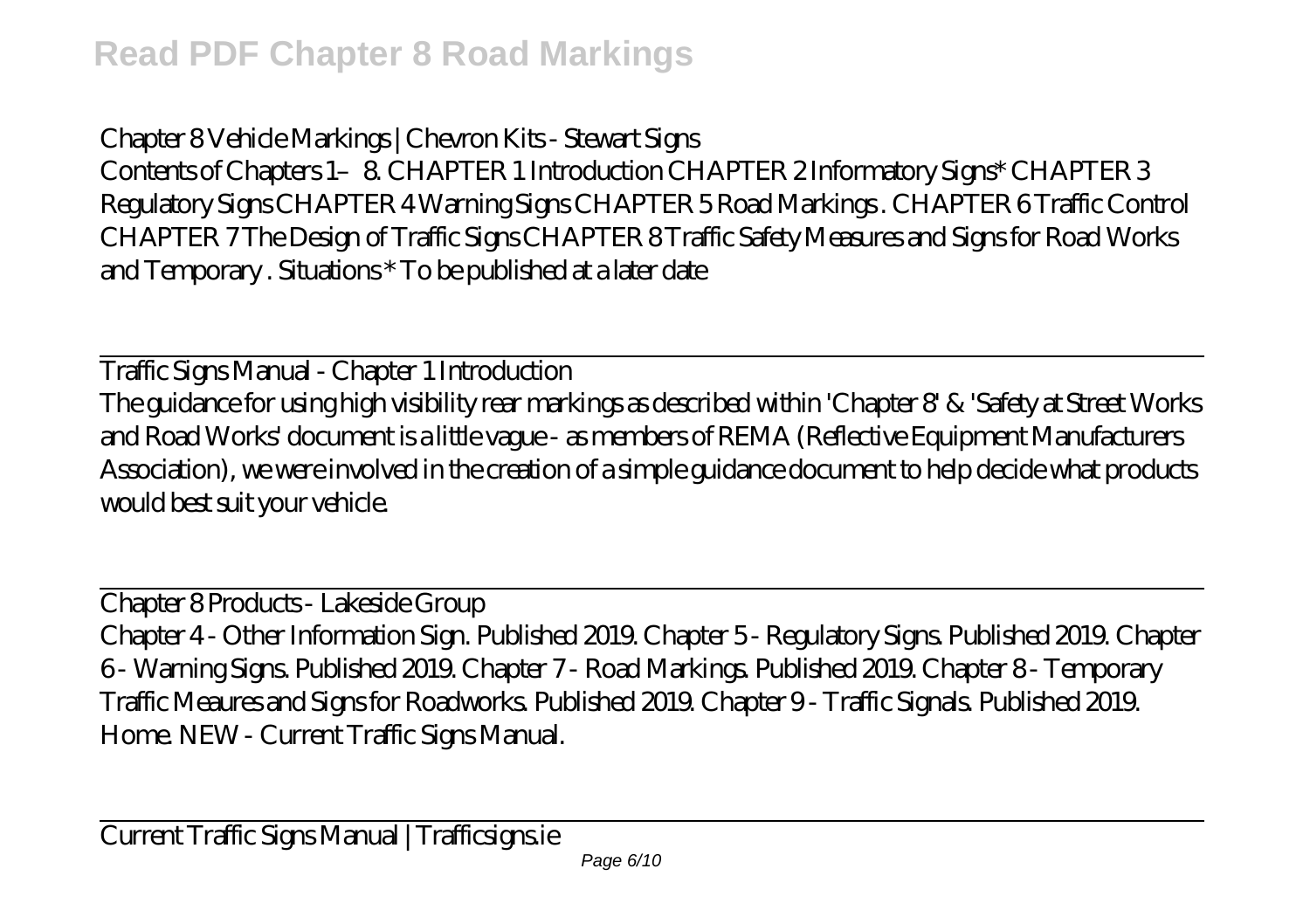Chapter 8 Vehicle Markings | Chevron Kits - Stewart Signs

Contents of Chapters 1–8. CHAPTER 1 Introduction CHAPTER 2 Informatory Signs* CHAPTER 3 Regulatory Signs CHAPTER 4 Warning Signs CHAPTER 5 Road Markings . CHAPTER 6 Traffic Control CHAPTER 7 The Design of Traffic Signs CHAPTER 8 Traffic Safety Measures and Signs for Road Works and Temporary . Situations * To be published at a later date

## Traffic Signs Manual - Chapter 1 Introduction

The guidance for using high visibility rear markings as described within 'Chapter 8' & 'Safety at Street Works and Road Works' document is a little vague - as members of REMA (Reflective Equipment Manufacturers Association), we were involved in the creation of a simple guidance document to help decide what products would best suit your vehicle.

## Chapter 8 Products - Lakeside Group

Chapter 4 - Other Information Sign. Published 2019. Chapter 5 - Regulatory Signs. Published 2019. Chapter 6 - Warning Signs. Published 2019. Chapter 7 - Road Markings. Published 2019. Chapter 8 - Temporary Traffic Meaures and Signs for Roadworks. Published 2019. Chapter 9 - Traffic Signals. Published 2019. Home. NEW - Current Traffic Signs Manual.

## Current Traffic Signs Manual | Trafficsigns.ie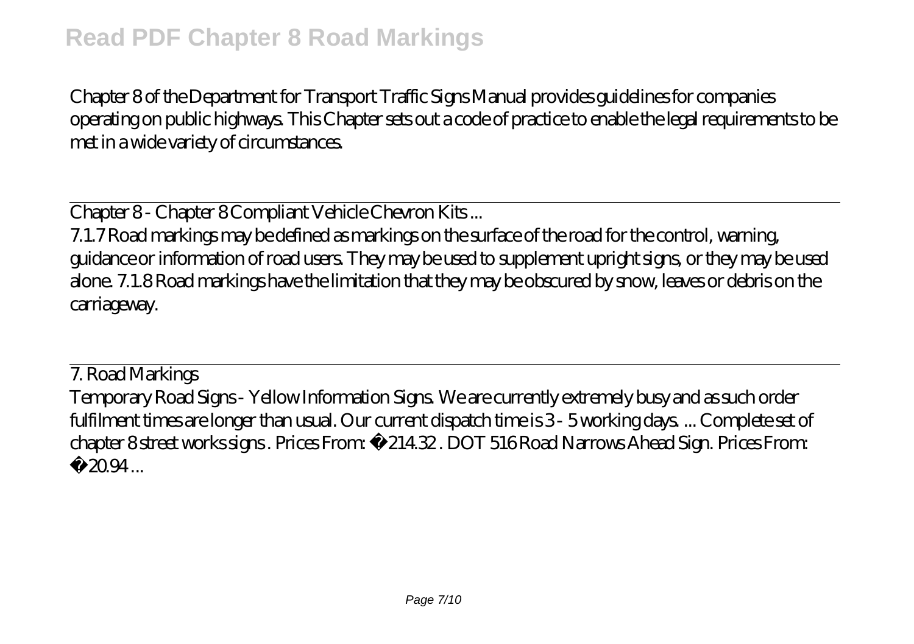Chapter 8 of the Department for Transport Traffic Signs Manual provides guidelines for companies operating on public highways. This Chapter sets out a code of practice to enable the legal requirements to be met in a wide variety of circumstances.

Chapter 8 - Chapter 8 Compliant Vehicle Chevron Kits ...

7.1.7 Road markings may be defined as markings on the surface of the road for the control, warning, guidance or information of road users. They may be used to supplement upright signs, or they may be used alone. 7.1.8 Road markings have the limitation that they may be obscured by snow, leaves or debris on the carriageway.

7. Road Markings

Temporary Road Signs - Yellow Information Signs. We are currently extremely busy and as such order fulfilment times are longer than usual. Our current dispatch time is 3 - 5 working days. ... Complete set of chapter 8 street works signs . Prices From: £214.32 . DOT 516 Road Narrows Ahead Sign. Prices From: £20.94 ...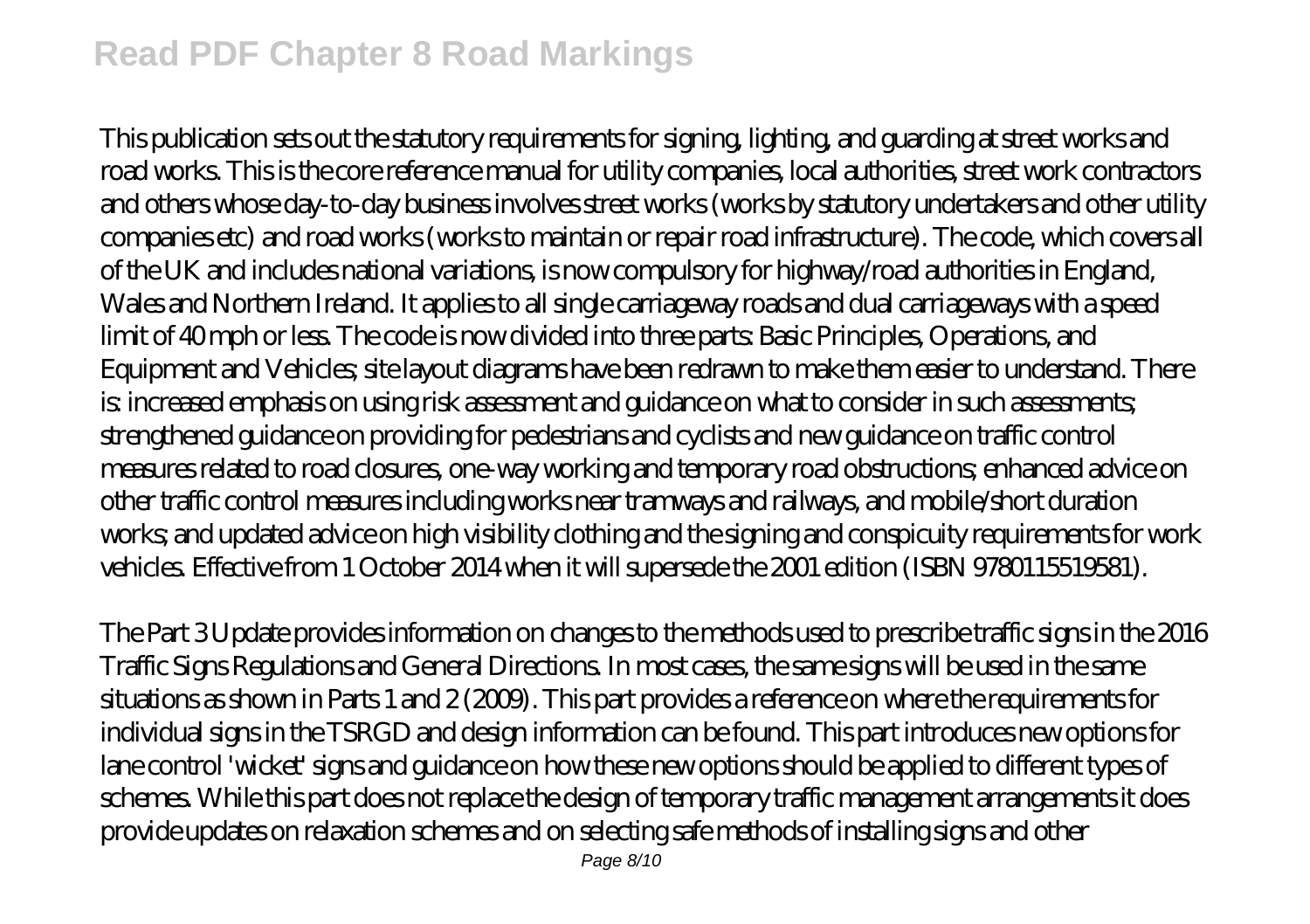This publication sets out the statutory requirements for signing, lighting, and guarding at street works and road works. This is the core reference manual for utility companies, local authorities, street work contractors and others whose day-to-day business involves street works (works by statutory undertakers and other utility companies etc) and road works (works to maintain or repair road infrastructure). The code, which covers all of the UK and includes national variations, is now compulsory for highway/road authorities in England, Wales and Northern Ireland. It applies to all single carriageway roads and dual carriageways with a speed limit of 40 mph or less. The code is now divided into three parts: Basic Principles, Operations, and Equipment and Vehicles; site layout diagrams have been redrawn to make them easier to understand. There is: increased emphasis on using risk assessment and guidance on what to consider in such assessments; strengthened guidance on providing for pedestrians and cyclists and new guidance on traffic control measures related to road closures, one-way working and temporary road obstructions; enhanced advice on other traffic control measures including works near tramways and railways, and mobile/short duration works; and updated advice on high visibility clothing and the signing and conspicuity requirements for work vehicles. Effective from 1 October 2014 when it will supersede the 2001 edition (ISBN 9780115519581).

The Part 3 Update provides information on changes to the methods used to prescribe traffic signs in the 2016 Traffic Signs Regulations and General Directions. In most cases, the same signs will be used in the same situations as shown in Parts 1 and 2 (2009). This part provides a reference on where the requirements for individual signs in the TSRGD and design information can be found. This part introduces new options for lane control 'wicket' signs and guidance on how these new options should be applied to different types of schemes. While this part does not replace the design of temporary traffic management arrangements it does provide updates on relaxation schemes and on selecting safe methods of installing signs and other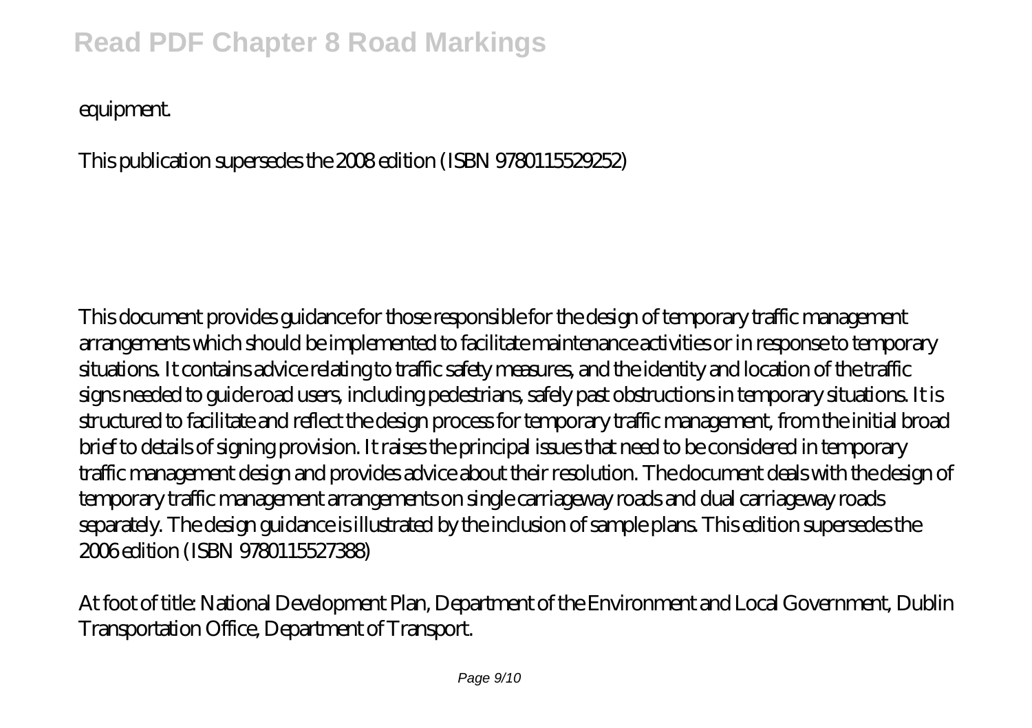equipment.

This publication supersedes the 2008 edition (ISBN 9780115529252)

This document provides guidance for those responsible for the design of temporary traffic management arrangements which should be implemented to facilitate maintenance activities or in response to temporary situations. It contains advice relating to traffic safety measures, and the identity and location of the traffic signs needed to guide road users, including pedestrians, safely past obstructions in temporary situations. It is structured to facilitate and reflect the design process for temporary traffic management, from the initial broad brief to details of signing provision. It raises the principal issues that need to be considered in temporary traffic management design and provides advice about their resolution. The document deals with the design of temporary traffic management arrangements on single carriageway roads and dual carriageway roads separately. The design guidance is illustrated by the inclusion of sample plans. This edition supersedes the 2006 edition (ISBN 9780115527388)

At foot of title: National Development Plan, Department of the Environment and Local Government, Dublin Transportation Office, Department of Transport.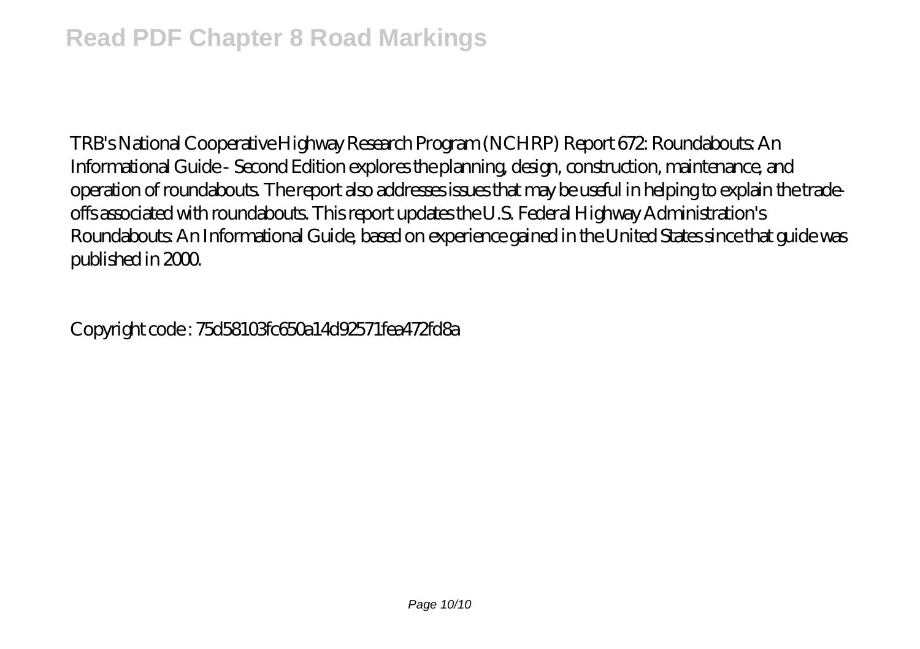TRB's National Cooperative Highway Research Program (NCHRP) Report 672: Roundabouts: An Informational Guide - Second Edition explores the planning, design, construction, maintenance, and operation of roundabouts. The report also addresses issues that may be useful in helping to explain the trade-offs associated with roundabouts. This report updates the U.S. Federal Highway Administration's Roundabouts: An Informational Guide, based on experience gained in the United States since that guide was published in 2000.

Copyright code : 75d58103fc650a14d92571fea472fd8a